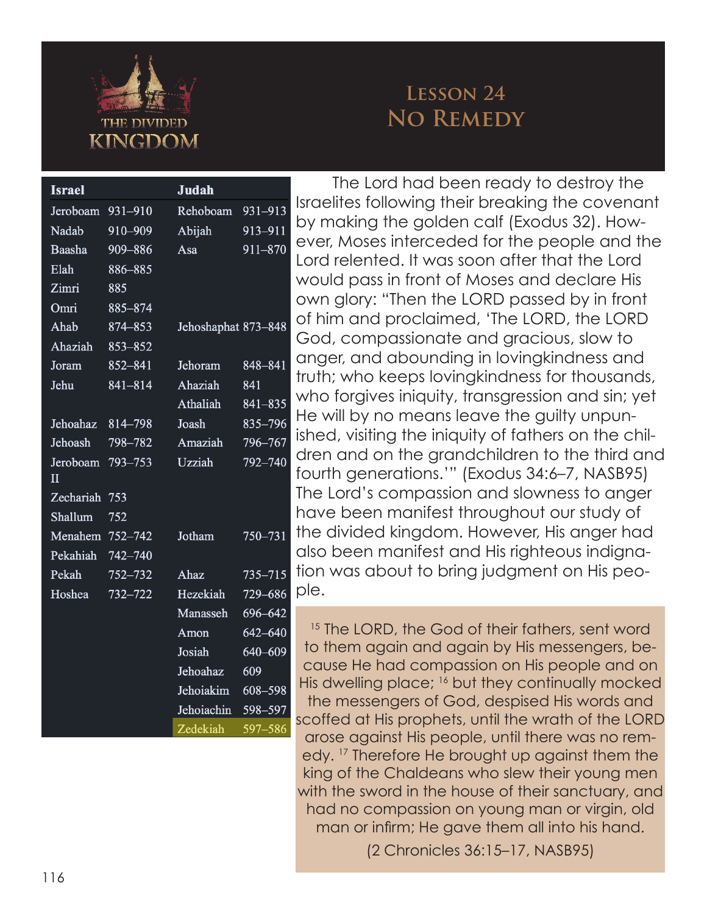THE DIVIDED KINGDOM

# Lesson 24
# No Remedy

| Israel | | Judah | |
|---|---|---|---|
| Jeroboam | 931–910 | Rehoboam | 931–913 |
| Nadab | 910–909 | Abijah | 913–911 |
| Baasha | 909–886 | Asa | 911–870 |
| Elah | 886–885 | | |
| Zimri | 885 | | |
| Omri | 885–874 | | |
| Ahab | 874–853 | Jehoshaphat | 873–848 |
| Ahaziah | 853–852 | | |
| Joram | 852–841 | Jehoram | 848–841 |
| Jehu | 841–814 | Ahaziah | 841 |
| | | Athaliah | 841–835 |
| Jehoahaz | 814–798 | Joash | 835–796 |
| Jehoash | 798–782 | Amaziah | 796–767 |
| Jeroboam II | 793–753 | Uzziah | 792–740 |
| Zechariah | 753 | | |
| Shallum | 752 | | |
| Menahem | 752–742 | Jotham | 750–731 |
| Pekahiah | 742–740 | | |
| Pekah | 752–732 | Ahaz | 735–715 |
| Hoshea | 732–722 | Hezekiah | 729–686 |
| | | Manasseh | 696–642 |
| | | Amon | 642–640 |
| | | Josiah | 640–609 |
| | | Jehoahaz | 609 |
| | | Jehoiakim | 608–598 |
| | | Jehoiachin | 598–597 |
| | | Zedekiah | 597–586 |

The Lord had been ready to destroy the Israelites following their breaking the covenant by making the golden calf (Exodus 32). However, Moses interceded for the people and the Lord relented. It was soon after that the Lord would pass in front of Moses and declare His own glory: "Then the LORD passed by in front of him and proclaimed, 'The LORD, the LORD God, compassionate and gracious, slow to anger, and abounding in lovingkindness and truth; who keeps lovingkindness for thousands, who forgives iniquity, transgression and sin; yet He will by no means leave the guilty unpunished, visiting the iniquity of fathers on the children and on the grandchildren to the third and fourth generations.'" (Exodus 34:6–7, NASB95) The Lord's compassion and slowness to anger have been manifest throughout our study of the divided kingdom. However, His anger had also been manifest and His righteous indignation was about to bring judgment on His people.

> [15] The LORD, the God of their fathers, sent word to them again and again by His messengers, because He had compassion on His people and on His dwelling place; [16] but they continually mocked the messengers of God, despised His words and scoffed at His prophets, until the wrath of the LORD arose against His people, until there was no remedy. [17] Therefore He brought up against them the king of the Chaldeans who slew their young men with the sword in the house of their sanctuary, and had no compassion on young man or virgin, old man or infirm; He gave them all into his hand.
>
> (2 Chronicles 36:15–17, NASB95)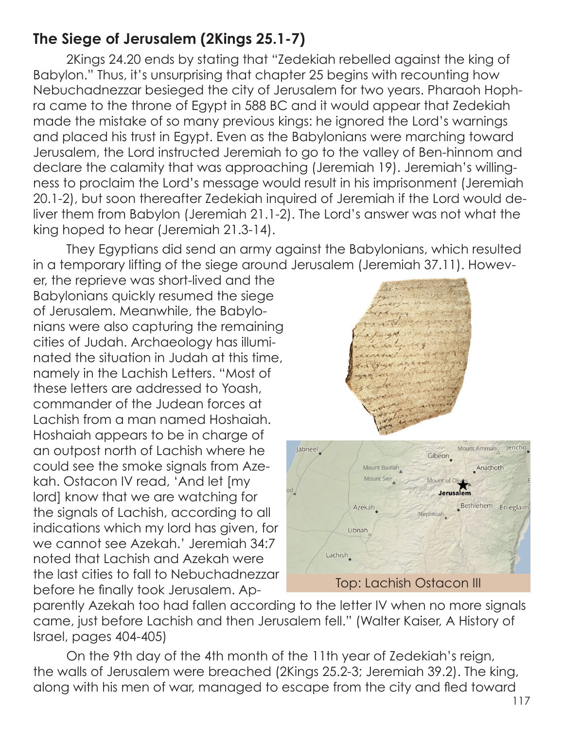## The Siege of Jerusalem (2Kings 25.1-7)

2Kings 24.20 ends by stating that "Zedekiah rebelled against the king of Babylon." Thus, it's unsurprising that chapter 25 begins with recounting how Nebuchadnezzar besieged the city of Jerusalem for two years. Pharaoh Hophra came to the throne of Egypt in 588 BC and it would appear that Zedekiah made the mistake of so many previous kings: he ignored the Lord's warnings and placed his trust in Egypt. Even as the Babylonians were marching toward Jerusalem, the Lord instructed Jeremiah to go to the valley of Ben-hinnom and declare the calamity that was approaching (Jeremiah 19). Jeremiah's willingness to proclaim the Lord's message would result in his imprisonment (Jeremiah 20.1-2), but soon thereafter Zedekiah inquired of Jeremiah if the Lord would deliver them from Babylon (Jeremiah 21.1-2). The Lord's answer was not what the king hoped to hear (Jeremiah 21.3-14).

They Egyptians did send an army against the Babylonians, which resulted in a temporary lifting of the siege around Jerusalem (Jeremiah 37.11). However, the reprieve was short-lived and the Babylonians quickly resumed the siege of Jerusalem. Meanwhile, the Babylonians were also capturing the remaining cities of Judah. Archaeology has illuminated the situation in Judah at this time, namely in the Lachish Letters. "Most of these letters are addressed to Yoash, commander of the Judean forces at Lachish from a man named Hoshaiah. Hoshaiah appears to be in charge of an outpost north of Lachish where he could see the smoke signals from Azekah. Ostacon IV read, 'And let [my lord] know that we are watching for the signals of Lachish, according to all indications which my lord has given, for we cannot see Azekah.' Jeremiah 34:7 noted that Lachish and Azekah were the last cities to fall to Nebuchadnezzar before he finally took Jerusalem. Apparently Azekah too had fallen according to the letter IV when no more signals came, just before Lachish and then Jerusalem fell." (Walter Kaiser, A History of Israel, pages 404-405)

Top: Lachish Ostacon III

On the 9th day of the 4th month of the 11th year of Zedekiah's reign, the walls of Jerusalem were breached (2Kings 25.2-3; Jeremiah 39.2). The king, along with his men of war, managed to escape from the city and fled toward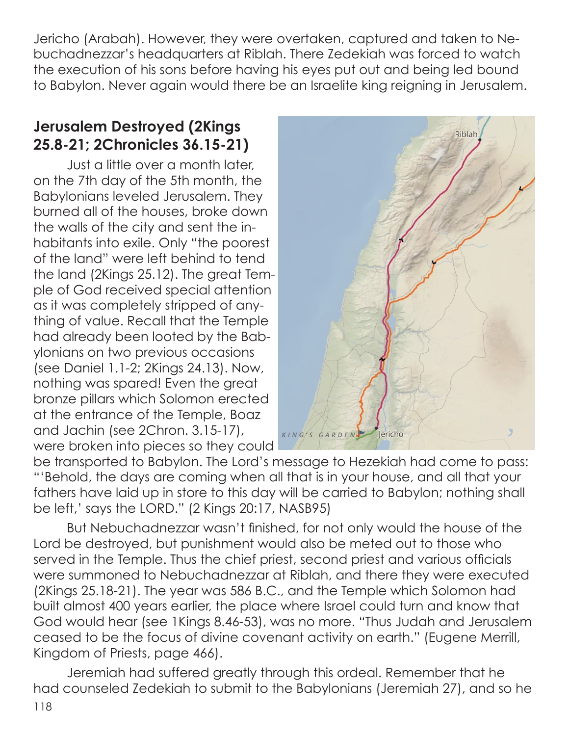Jericho (Arabah). However, they were overtaken, captured and taken to Nebuchadnezzar's headquarters at Riblah. There Zedekiah was forced to watch the execution of his sons before having his eyes put out and being led bound to Babylon. Never again would there be an Israelite king reigning in Jerusalem.

## Jerusalem Destroyed (2Kings 25.8-21; 2Chronicles 36.15-21)

Just a little over a month later, on the 7th day of the 5th month, the Babylonians leveled Jerusalem. They burned all of the houses, broke down the walls of the city and sent the inhabitants into exile. Only "the poorest of the land" were left behind to tend the land (2Kings 25.12). The great Temple of God received special attention as it was completely stripped of anything of value. Recall that the Temple had already been looted by the Babylonians on two previous occasions (see Daniel 1.1-2; 2Kings 24.13). Now, nothing was spared! Even the great bronze pillars which Solomon erected at the entrance of the Temple, Boaz and Jachin (see 2Chron. 3.15-17), were broken into pieces so they could be transported to Babylon. The Lord's message to Hezekiah had come to pass: "'Behold, the days are coming when all that is in your house, and all that your fathers have laid up in store to this day will be carried to Babylon; nothing shall be left,' says the LORD." (2 Kings 20:17, NASB95)

But Nebuchadnezzar wasn't finished, for not only would the house of the Lord be destroyed, but punishment would also be meted out to those who served in the Temple. Thus the chief priest, second priest and various officials were summoned to Nebuchadnezzar at Riblah, and there they were executed (2Kings 25.18-21). The year was 586 B.C., and the Temple which Solomon had built almost 400 years earlier, the place where Israel could turn and know that God would hear (see 1Kings 8.46-53), was no more. "Thus Judah and Jerusalem ceased to be the focus of divine covenant activity on earth." (Eugene Merrill, Kingdom of Priests, page 466).

Jeremiah had suffered greatly through this ordeal. Remember that he had counseled Zedekiah to submit to the Babylonians (Jeremiah 27), and so he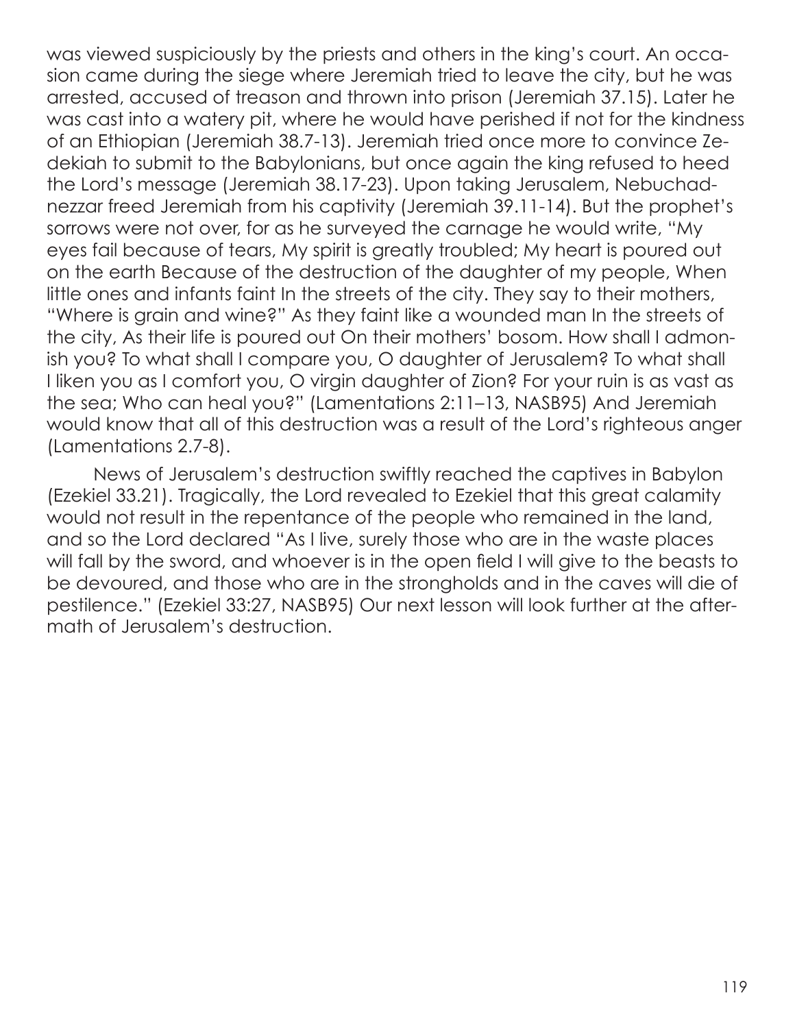was viewed suspiciously by the priests and others in the king's court. An occasion came during the siege where Jeremiah tried to leave the city, but he was arrested, accused of treason and thrown into prison (Jeremiah 37.15). Later he was cast into a watery pit, where he would have perished if not for the kindness of an Ethiopian (Jeremiah 38.7-13). Jeremiah tried once more to convince Zedekiah to submit to the Babylonians, but once again the king refused to heed the Lord's message (Jeremiah 38.17-23). Upon taking Jerusalem, Nebuchadnezzar freed Jeremiah from his captivity (Jeremiah 39.11-14). But the prophet's sorrows were not over, for as he surveyed the carnage he would write, "My eyes fail because of tears, My spirit is greatly troubled; My heart is poured out on the earth Because of the destruction of the daughter of my people, When little ones and infants faint In the streets of the city. They say to their mothers, "Where is grain and wine?" As they faint like a wounded man In the streets of the city, As their life is poured out On their mothers' bosom. How shall I admonish you? To what shall I compare you, O daughter of Jerusalem? To what shall I liken you as I comfort you, O virgin daughter of Zion? For your ruin is as vast as the sea; Who can heal you?" (Lamentations 2:11–13, NASB95) And Jeremiah would know that all of this destruction was a result of the Lord's righteous anger (Lamentations 2.7-8).

News of Jerusalem's destruction swiftly reached the captives in Babylon (Ezekiel 33.21). Tragically, the Lord revealed to Ezekiel that this great calamity would not result in the repentance of the people who remained in the land, and so the Lord declared "As I live, surely those who are in the waste places will fall by the sword, and whoever is in the open field I will give to the beasts to be devoured, and those who are in the strongholds and in the caves will die of pestilence." (Ezekiel 33:27, NASB95) Our next lesson will look further at the aftermath of Jerusalem's destruction.